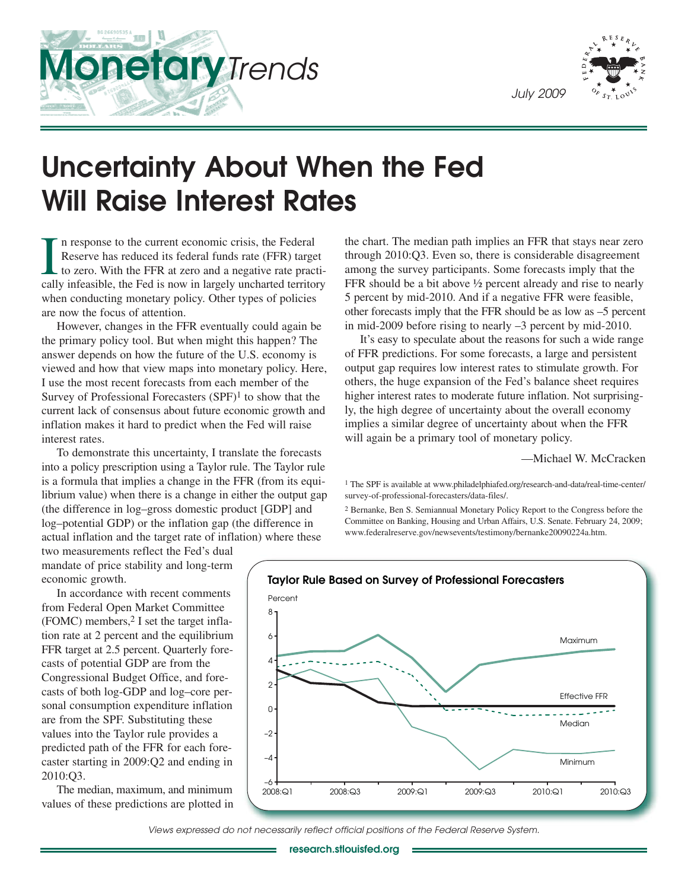# Monetary *Trends*

July 2009

# Uncertainty About When the Fed Will Raise Interest Rates

In response to the current economic crisis, the Federal Reserve has reduced its federal funds rate (FFR) target to zero. With the FFR at zero and a negative rate practically infeasible, the Fed is now in largely uncharted territory when conducting monetary policy. Other types of policies are now the focus of attention.

However, changes in the FFR eventually could again be the primary policy tool. But when might this happen? The answer depends on how the future of the U.S. economy is viewed and how that view maps into monetary policy. Here, I use the most recent forecasts from each member of the Survey of Professional Forecasters (SPF)[1] to show that the current lack of consensus about future economic growth and inflation makes it hard to predict when the Fed will raise interest rates.

To demonstrate this uncertainty, I translate the forecasts into a policy prescription using a Taylor rule. The Taylor rule is a formula that implies a change in the FFR (from its equilibrium value) when there is a change in either the output gap (the difference in log–gross domestic product [GDP] and log–potential GDP) or the inflation gap (the difference in actual inflation and the target rate of inflation) where these two measurements reflect the Fed's dual mandate of price stability and long-term economic growth.

In accordance with recent comments from Federal Open Market Committee (FOMC) members,[2] I set the target inflation rate at 2 percent and the equilibrium FFR target at 2.5 percent. Quarterly forecasts of potential GDP are from the Congressional Budget Office, and forecasts of both log-GDP and log–core personal consumption expenditure inflation are from the SPF. Substituting these values into the Taylor rule provides a predicted path of the FFR for each forecaster starting in 2009:Q2 and ending in 2010:Q3.

The median, maximum, and minimum values of these predictions are plotted in the chart. The median path implies an FFR that stays near zero through 2010:Q3. Even so, there is considerable disagreement among the survey participants. Some forecasts imply that the FFR should be a bit above ½ percent already and rise to nearly 5 percent by mid-2010. And if a negative FFR were feasible, other forecasts imply that the FFR should be as low as –5 percent in mid-2009 before rising to nearly –3 percent by mid-2010.

It's easy to speculate about the reasons for such a wide range of FFR predictions. For some forecasts, a large and persistent output gap requires low interest rates to stimulate growth. For others, the huge expansion of the Fed's balance sheet requires higher interest rates to moderate future inflation. Not surprisingly, the high degree of uncertainty about the overall economy implies a similar degree of uncertainty about when the FFR will again be a primary tool of monetary policy.

—Michael W. McCracken

[1] The SPF is available at www.philadelphiafed.org/research-and-data/real-time-center/survey-of-professional-forecasters/data-files/.

[2] Bernanke, Ben S. Semiannual Monetary Policy Report to the Congress before the Committee on Banking, Housing and Urban Affairs, U.S. Senate. February 24, 2009; www.federalreserve.gov/newsevents/testimony/bernanke20090224a.htm.

**Taylor Rule Based on Survey of Professional Forecasters**

*Views expressed do not necessarily reflect official positions of the Federal Reserve System.*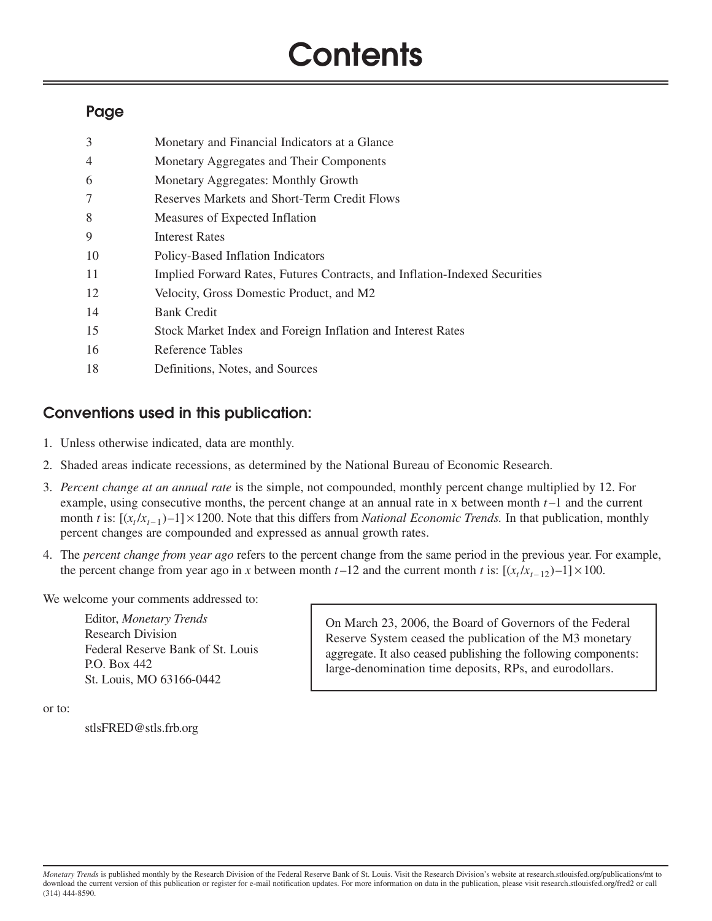# Contents

## Page

| | |
|---|---|
| 3 | Monetary and Financial Indicators at a Glance |
| 4 | Monetary Aggregates and Their Components |
| 6 | Monetary Aggregates: Monthly Growth |
| 7 | Reserves Markets and Short-Term Credit Flows |
| 8 | Measures of Expected Inflation |
| 9 | Interest Rates |
| 10 | Policy-Based Inflation Indicators |
| 11 | Implied Forward Rates, Futures Contracts, and Inflation-Indexed Securities |
| 12 | Velocity, Gross Domestic Product, and M2 |
| 14 | Bank Credit |
| 15 | Stock Market Index and Foreign Inflation and Interest Rates |
| 16 | Reference Tables |
| 18 | Definitions, Notes, and Sources |

## Conventions used in this publication:

1. Unless otherwise indicated, data are monthly.
2. Shaded areas indicate recessions, as determined by the National Bureau of Economic Research.
3. *Percent change at an annual rate* is the simple, not compounded, monthly percent change multiplied by 12. For example, using consecutive months, the percent change at an annual rate in x between month $t-1$ and the current month $t$ is: $[(x_t/x_{t-1})-1]\times 1200$. Note that this differs from *National Economic Trends.* In that publication, monthly percent changes are compounded and expressed as annual growth rates.
4. The *percent change from year ago* refers to the percent change from the same period in the previous year. For example, the percent change from year ago in $x$ between month $t-12$ and the current month $t$ is: $[(x_t/x_{t-12})-1]\times 100$.

We welcome your comments addressed to:

Editor, *Monetary Trends*
Research Division
Federal Reserve Bank of St. Louis
P.O. Box 442
St. Louis, MO 63166-0442

or to:

stlsFRED@stls.frb.org

On March 23, 2006, the Board of Governors of the Federal Reserve System ceased the publication of the M3 monetary aggregate. It also ceased publishing the following components: large-denomination time deposits, RPs, and eurodollars.

*Monetary Trends* is published monthly by the Research Division of the Federal Reserve Bank of St. Louis. Visit the Research Division's website at research.stlouisfed.org/publications/mt to download the current version of this publication or register for e-mail notification updates. For more information on data in the publication, please visit research.stlouisfed.org/fred2 or call (314) 444-8590.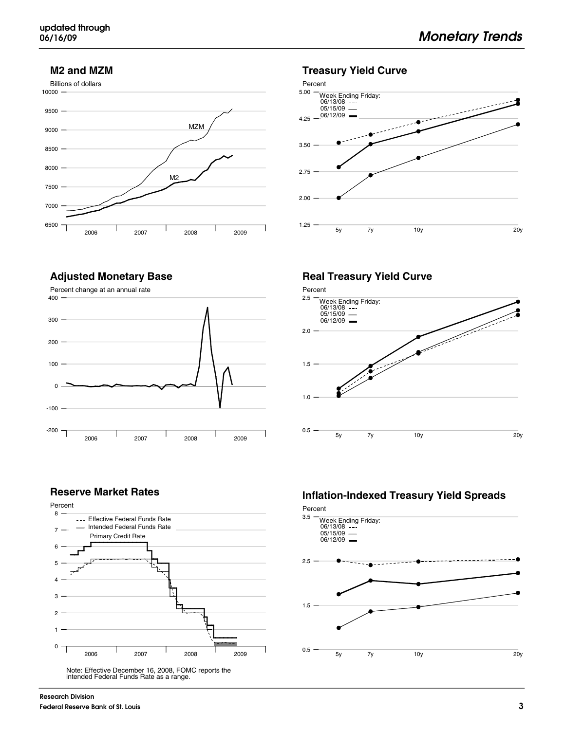updated through 06/16/09

# Monetary Trends

## M2 and MZM

Billions of dollars

## Treasury Yield Curve

Percent

Week Ending Friday:
06/13/08
05/15/09
06/12/09

## Adjusted Monetary Base

Percent change at an annual rate

## Real Treasury Yield Curve

Percent

Week Ending Friday:
06/13/08
05/15/09
06/12/09

## Reserve Market Rates

Percent

Effective Federal Funds Rate
Intended Federal Funds Rate
Primary Credit Rate

Note: Effective December 16, 2008, FOMC reports the intended Federal Funds Rate as a range.

## Inflation-Indexed Treasury Yield Spreads

Percent

Week Ending Friday:
06/13/08
05/15/09
06/12/09

Research Division
Federal Reserve Bank of St. Louis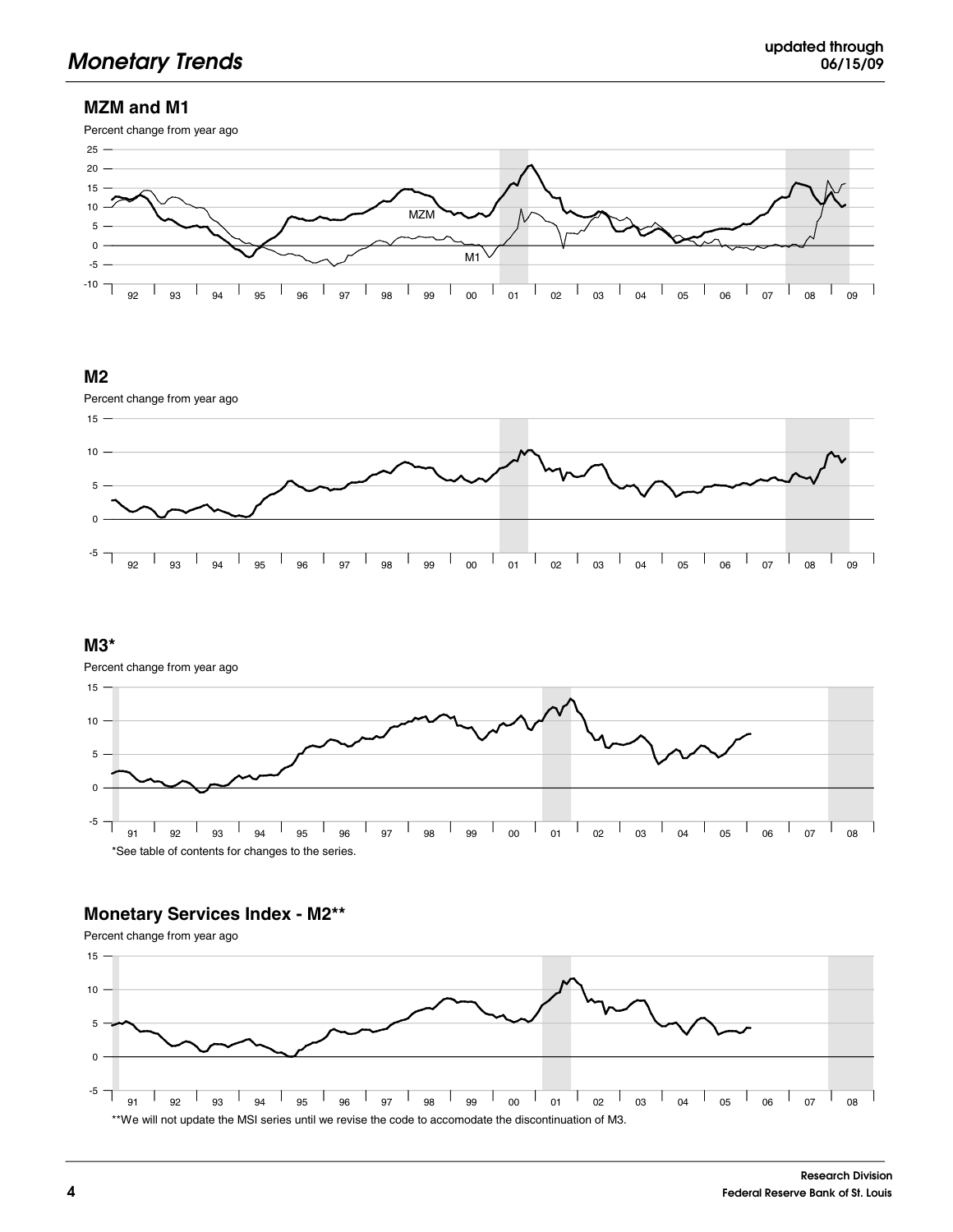## MZM and M1

Percent change from year ago

## M2

Percent change from year ago

## M3*

Percent change from year ago

*See table of contents for changes to the series.

## Monetary Services Index - M2**

Percent change from year ago

**We will not update the MSI series until we revise the code to accomodate the discontinuation of M3.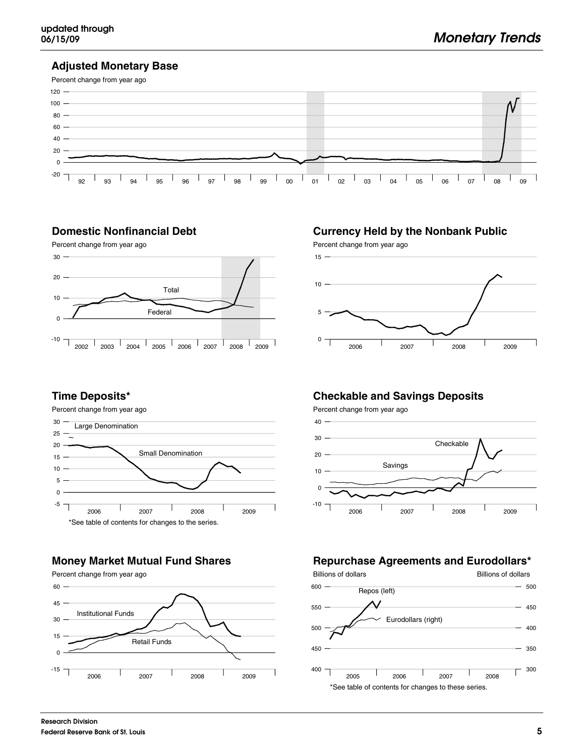## Adjusted Monetary Base

Percent change from year ago

## Domestic Nonfinancial Debt

Percent change from year ago

## Currency Held by the Nonbank Public

Percent change from year ago

## Time Deposits*

Percent change from year ago

*See table of contents for changes to the series.

## Checkable and Savings Deposits

Percent change from year ago

## Money Market Mutual Fund Shares

Percent change from year ago

## Repurchase Agreements and Eurodollars*

Billions of dollars

*See table of contents for changes to these series.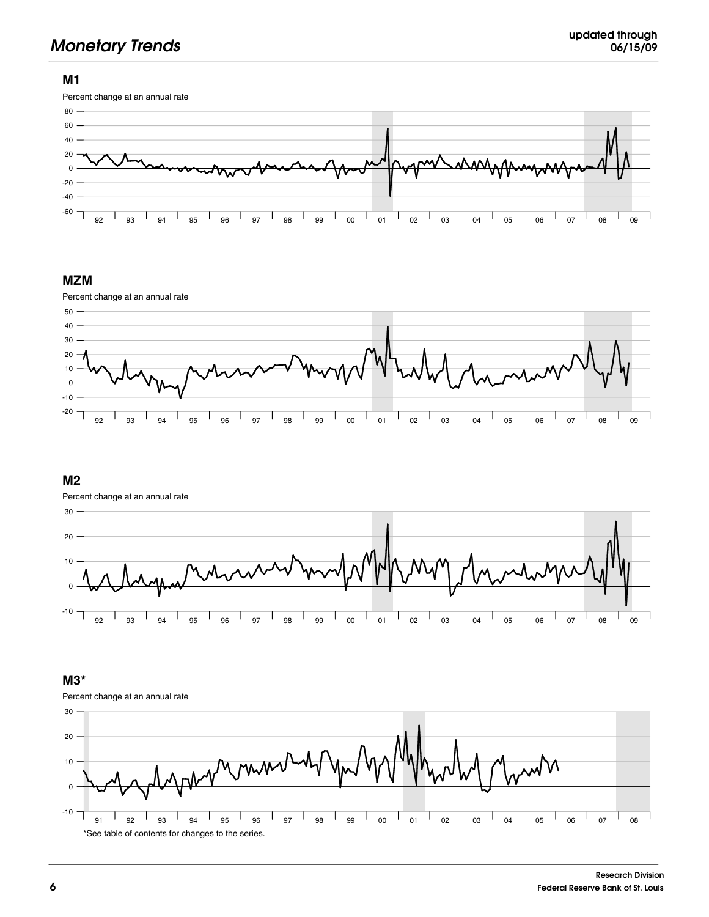## Monetary Trends

updated through 06/15/09

### M1

Percent change at an annual rate

### MZM

Percent change at an annual rate

### M2

Percent change at an annual rate

### M3*

Percent change at an annual rate

*See table of contents for changes to the series.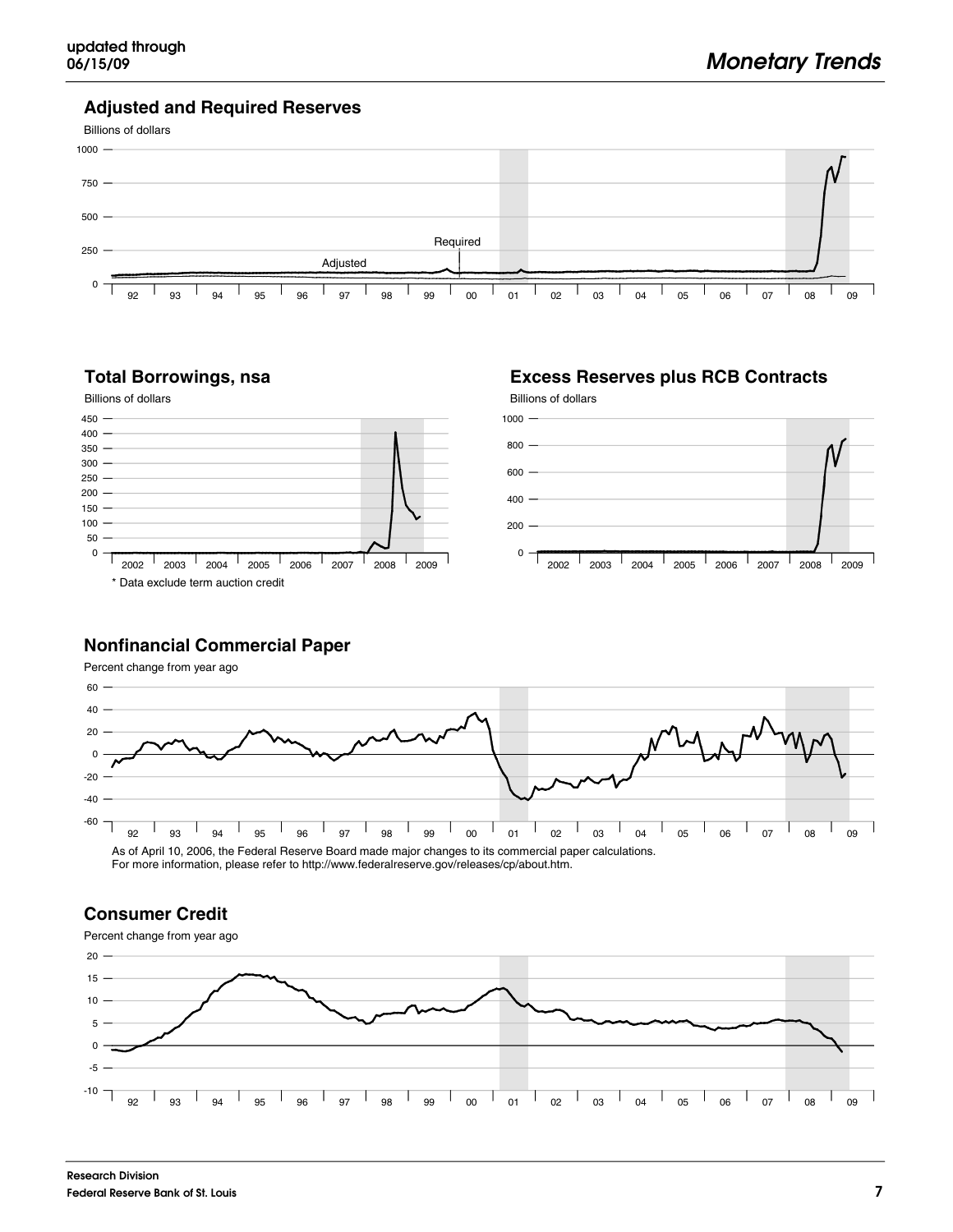## Adjusted and Required Reserves

Billions of dollars

## Total Borrowings, nsa

Billions of dollars

* Data exclude term auction credit

## Excess Reserves plus RCB Contracts

Billions of dollars

## Nonfinancial Commercial Paper

Percent change from year ago

As of April 10, 2006, the Federal Reserve Board made major changes to its commercial paper calculations. For more information, please refer to http://www.federalreserve.gov/releases/cp/about.htm.

## Consumer Credit

Percent change from year ago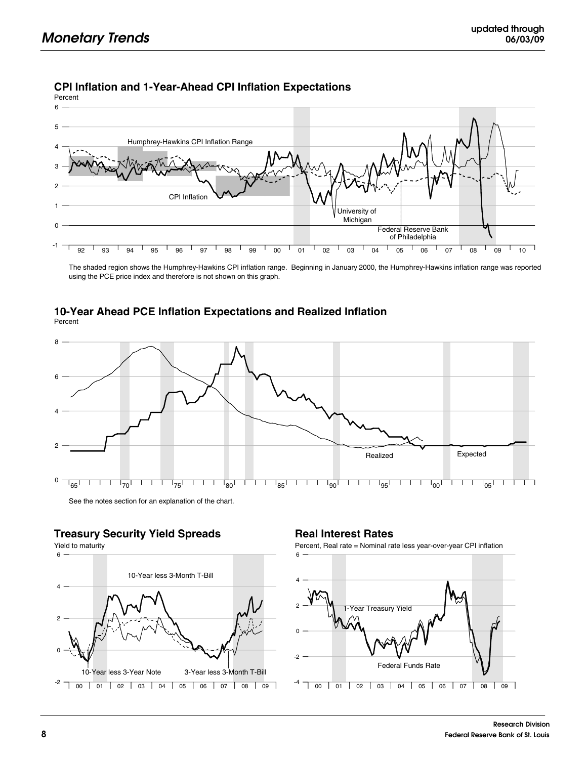## CPI Inflation and 1-Year-Ahead CPI Inflation Expectations

Percent

Humphrey-Hawkins CPI Inflation Range

CPI Inflation

University of Michigan

Federal Reserve Bank of Philadelphia

The shaded region shows the Humphrey-Hawkins CPI inflation range. Beginning in January 2000, the Humphrey-Hawkins inflation range was reported using the PCE price index and therefore is not shown on this graph.

## 10-Year Ahead PCE Inflation Expectations and Realized Inflation

Percent

Realized

Expected

See the notes section for an explanation of the chart.

## Treasury Security Yield Spreads

Yield to maturity

10-Year less 3-Month T-Bill

10-Year less 3-Year Note

3-Year less 3-Month T-Bill

## Real Interest Rates

Percent, Real rate = Nominal rate less year-over-year CPI inflation

1-Year Treasury Yield

Federal Funds Rate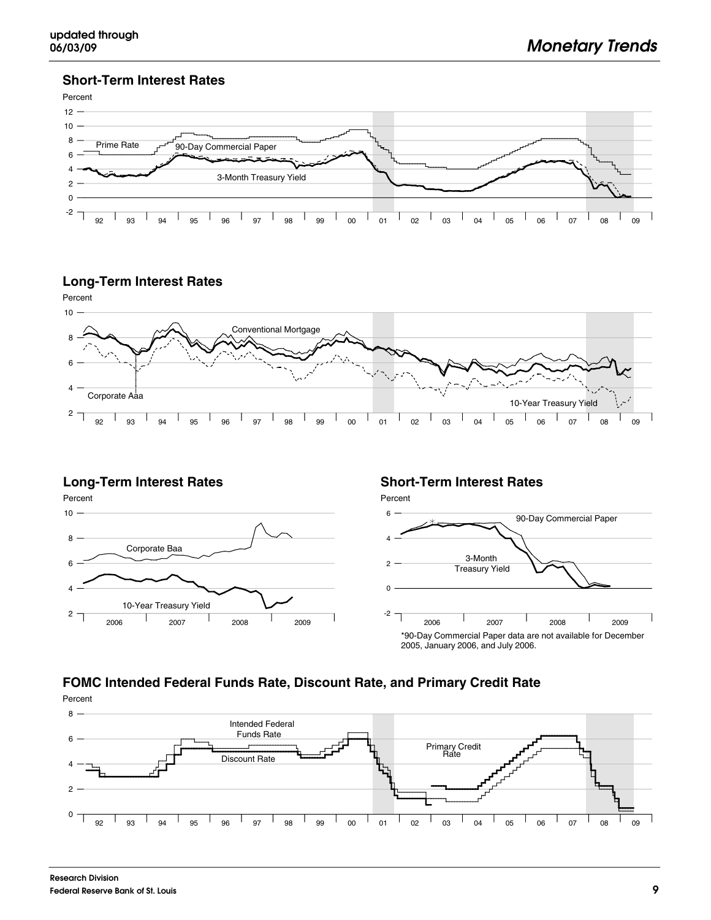## Short-Term Interest Rates

Percent

Prime Rate

90-Day Commercial Paper

3-Month Treasury Yield

## Long-Term Interest Rates

Percent

Conventional Mortgage

Corporate Aaa

10-Year Treasury Yield

## Long-Term Interest Rates

Percent

Corporate Baa

10-Year Treasury Yield

## Short-Term Interest Rates

Percent

90-Day Commercial Paper

3-Month Treasury Yield

*90-Day Commercial Paper data are not available for December 2005, January 2006, and July 2006.

## FOMC Intended Federal Funds Rate, Discount Rate, and Primary Credit Rate

Percent

Intended Federal Funds Rate

Discount Rate

Primary Credit Rate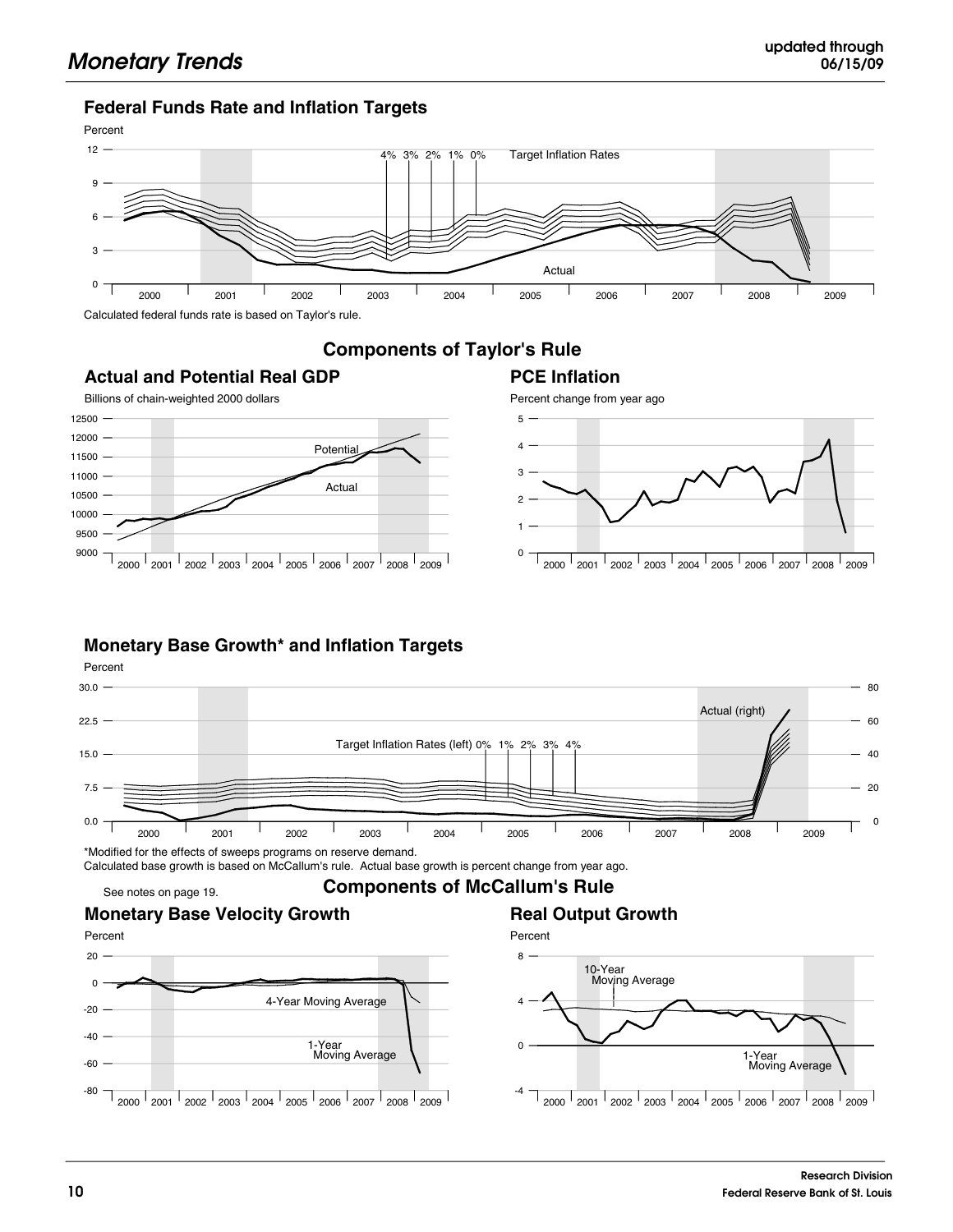## Federal Funds Rate and Inflation Targets

Calculated federal funds rate is based on Taylor's rule.

## Components of Taylor's Rule

### Actual and Potential Real GDP

### PCE Inflation

## Monetary Base Growth* and Inflation Targets

*Modified for the effects of sweeps programs on reserve demand.
Calculated base growth is based on McCallum's rule. Actual base growth is percent change from year ago.

See notes on page 19.

## Components of McCallum's Rule

### Monetary Base Velocity Growth

### Real Output Growth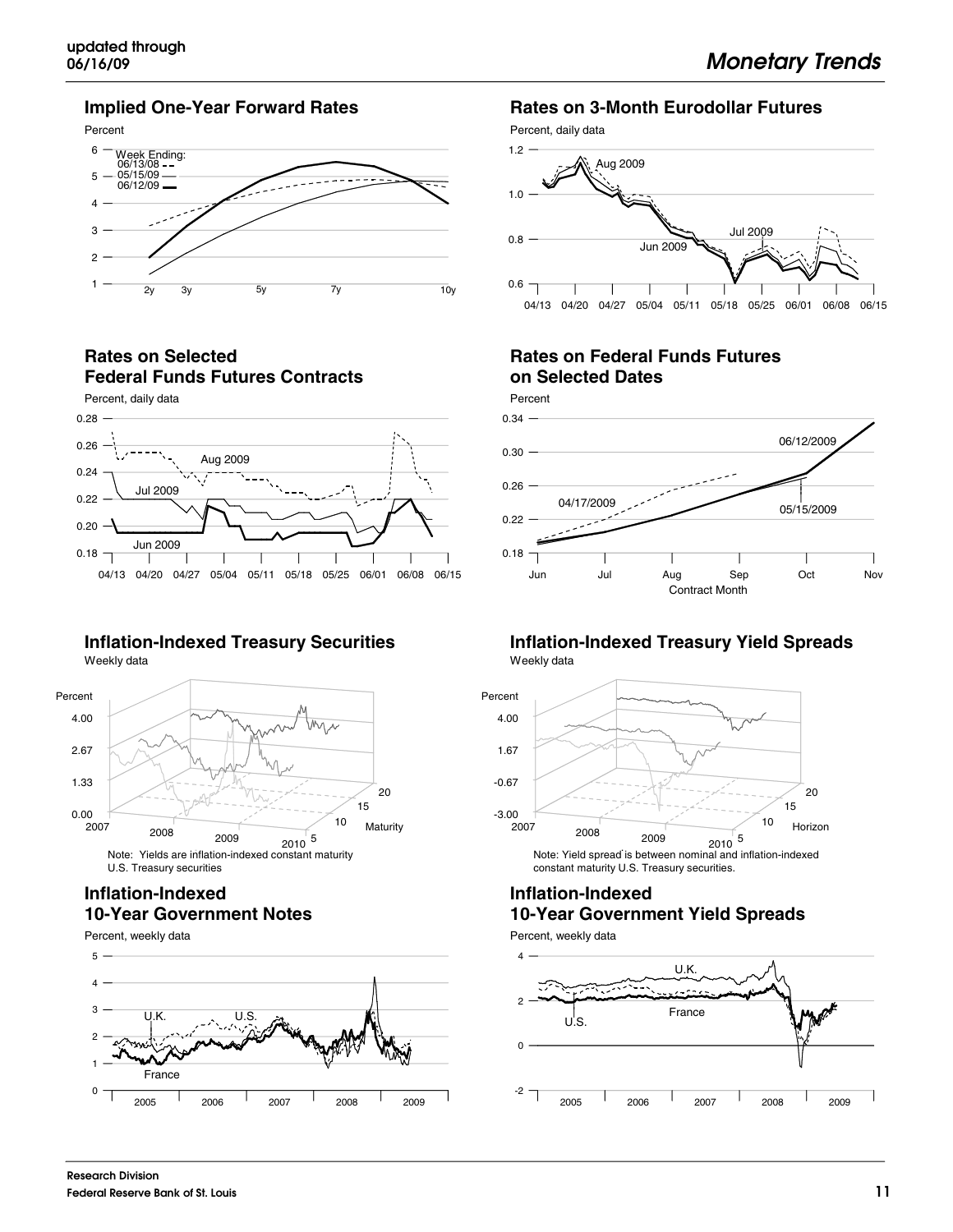## Implied One-Year Forward Rates

Percent

Week Ending:
06/13/08
05/15/09
06/12/09

## Rates on 3-Month Eurodollar Futures

Percent, daily data

## Rates on Selected Federal Funds Futures Contracts

Percent, daily data

## Rates on Federal Funds Futures on Selected Dates

Percent

## Inflation-Indexed Treasury Securities

Weekly data

Note: Yields are inflation-indexed constant maturity U.S. Treasury securities

## Inflation-Indexed Treasury Yield Spreads

Weekly data

Note: Yield spread is between nominal and inflation-indexed constant maturity U.S. Treasury securities.

## Inflation-Indexed 10-Year Government Notes

Percent, weekly data

## Inflation-Indexed 10-Year Government Yield Spreads

Percent, weekly data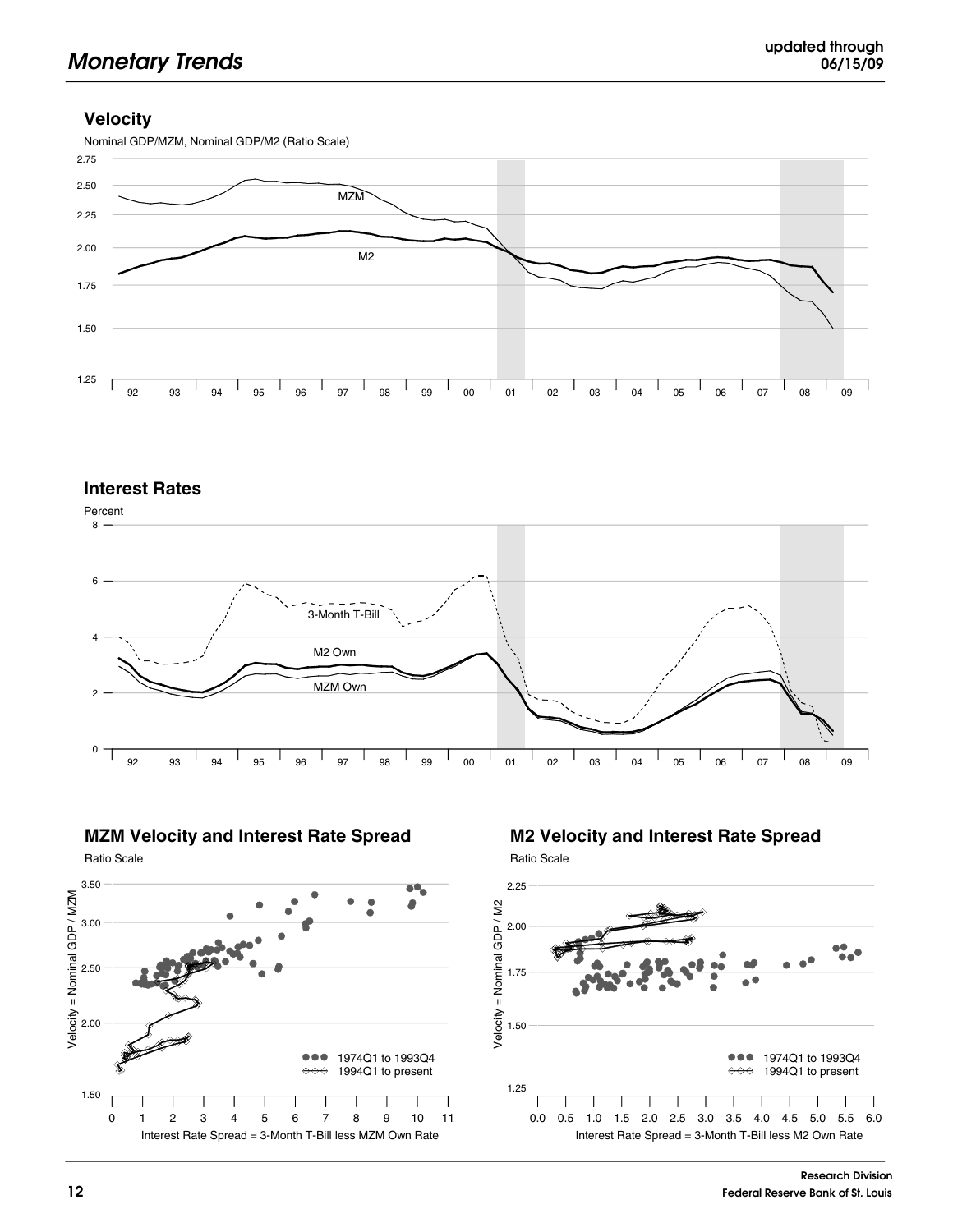## Velocity

Nominal GDP/MZM, Nominal GDP/M2 (Ratio Scale)

## Interest Rates

Percent

## MZM Velocity and Interest Rate Spread

Ratio Scale

Velocity = Nominal GDP / MZM

Interest Rate Spread = 3-Month T-Bill less MZM Own Rate

1974Q1 to 1993Q4
1994Q1 to present

## M2 Velocity and Interest Rate Spread

Ratio Scale

Velocity = Nominal GDP / M2

Interest Rate Spread = 3-Month T-Bill less M2 Own Rate

1974Q1 to 1993Q4
1994Q1 to present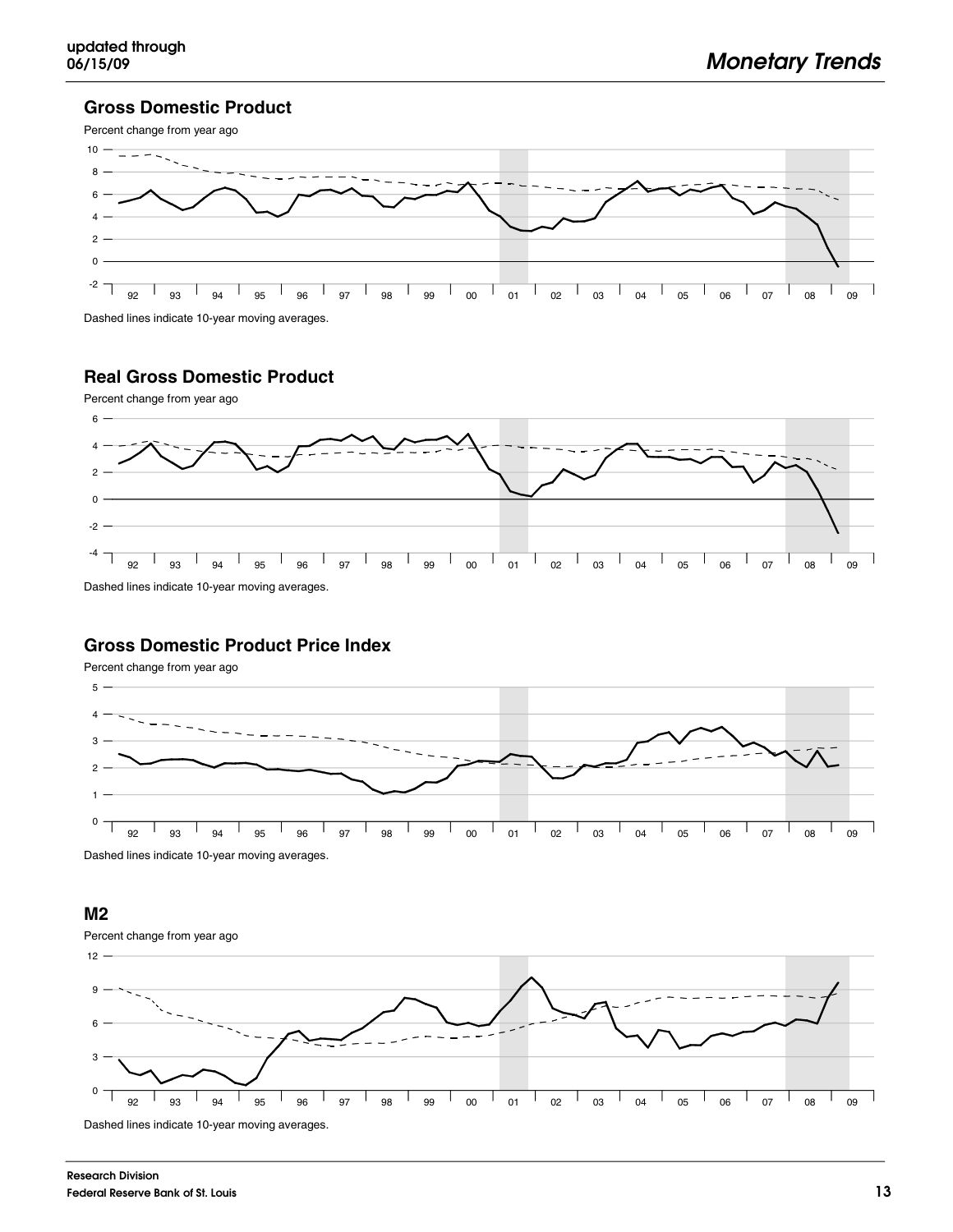## Gross Domestic Product

Percent change from year ago

Dashed lines indicate 10-year moving averages.

## Real Gross Domestic Product

Percent change from year ago

Dashed lines indicate 10-year moving averages.

## Gross Domestic Product Price Index

Percent change from year ago

Dashed lines indicate 10-year moving averages.

## M2

Percent change from year ago

Dashed lines indicate 10-year moving averages.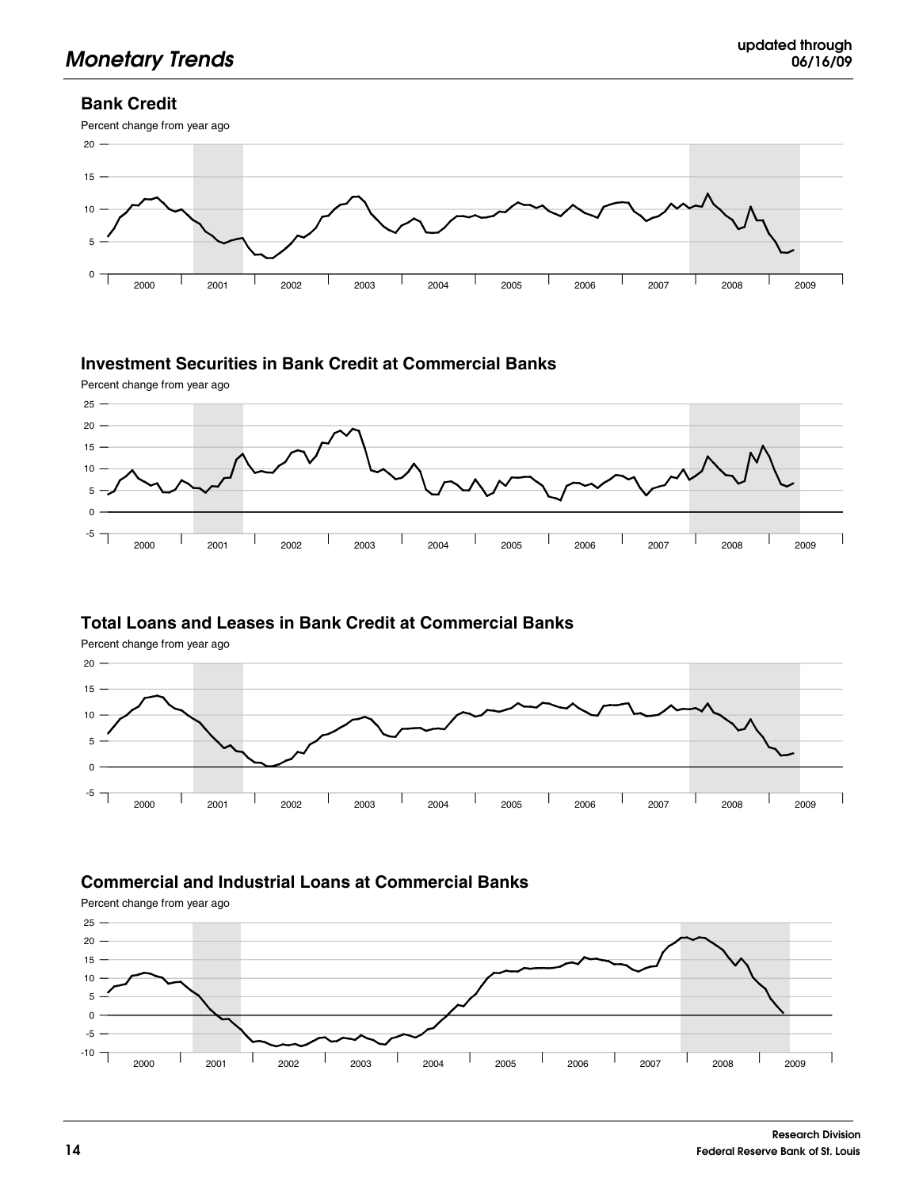## Bank Credit

Percent change from year ago

## Investment Securities in Bank Credit at Commercial Banks

Percent change from year ago

## Total Loans and Leases in Bank Credit at Commercial Banks

Percent change from year ago

## Commercial and Industrial Loans at Commercial Banks

Percent change from year ago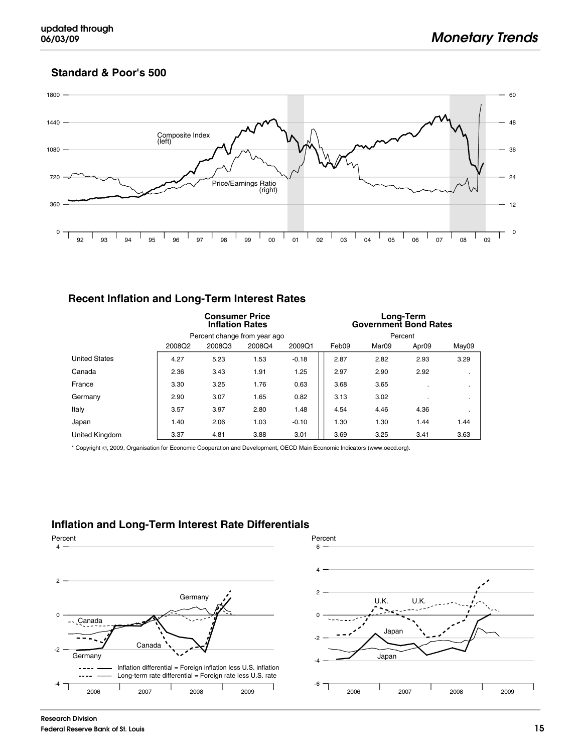## Standard & Poor's 500

## Recent Inflation and Long-Term Interest Rates

| | Consumer Price Inflation Rates | | | | Long-Term Government Bond Rates | | | |
|---|---|---|---|---|---|---|---|---|
| | Percent change from year ago | | | | Percent | | | |
| | 2008Q2 | 2008Q3 | 2008Q4 | 2009Q1 | Feb09 | Mar09 | Apr09 | May09 |
| United States | 4.27 | 5.23 | 1.53 | -0.18 | 2.87 | 2.82 | 2.93 | 3.29 |
| Canada | 2.36 | 3.43 | 1.91 | 1.25 | 2.97 | 2.90 | 2.92 | . |
| France | 3.30 | 3.25 | 1.76 | 0.63 | 3.68 | 3.65 | . | . |
| Germany | 2.90 | 3.07 | 1.65 | 0.82 | 3.13 | 3.02 | . | . |
| Italy | 3.57 | 3.97 | 2.80 | 1.48 | 4.54 | 4.46 | 4.36 | . |
| Japan | 1.40 | 2.06 | 1.03 | -0.10 | 1.30 | 1.30 | 1.44 | 1.44 |
| United Kingdom | 3.37 | 4.81 | 3.88 | 3.01 | 3.69 | 3.25 | 3.41 | 3.63 |

* Copyright ©, 2009, Organisation for Economic Cooperation and Development, OECD Main Economic Indicators (www.oecd.org).

## Inflation and Long-Term Interest Rate Differentials

Inflation differential = Foreign inflation less U.S. inflation
Long-term rate differential = Foreign rate less U.S. rate

Research Division
Federal Reserve Bank of St. Louis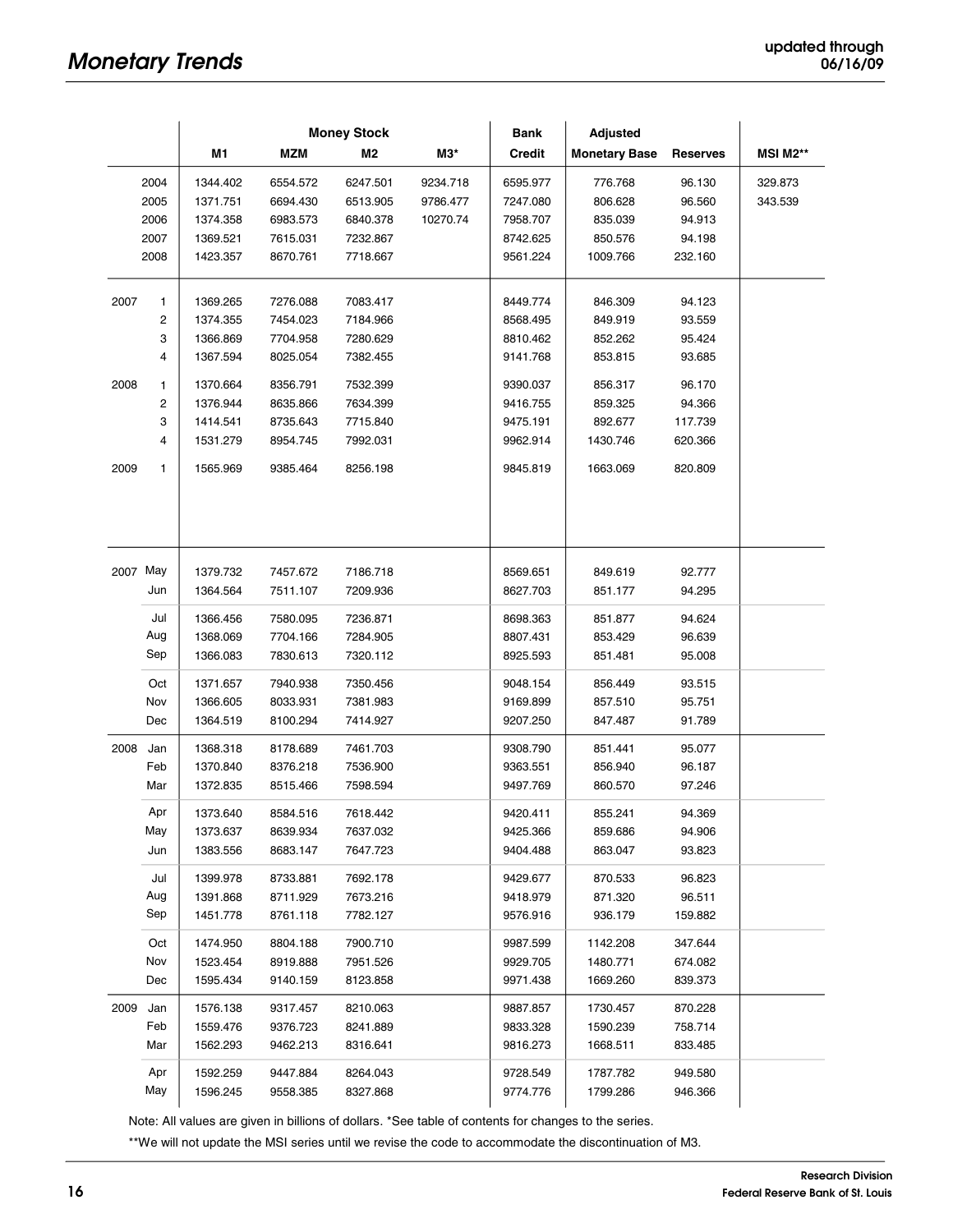|  | Money Stock |  |  |  | Bank | Adjusted |  |  |
|---|---|---|---|---|---|---|---|---|
|  | M1 | MZM | M2 | M3* | Credit | Monetary Base | Reserves | MSI M2** |
| 2004 | 1344.402 | 6554.572 | 6247.501 | 9234.718 | 6595.977 | 776.768 | 96.130 | 329.873 |
| 2005 | 1371.751 | 6694.430 | 6513.905 | 9786.477 | 7247.080 | 806.628 | 96.560 | 343.539 |
| 2006 | 1374.358 | 6983.573 | 6840.378 | 10270.74 | 7958.707 | 835.039 | 94.913 |  |
| 2007 | 1369.521 | 7615.031 | 7232.867 |  | 8742.625 | 850.576 | 94.198 |  |
| 2008 | 1423.357 | 8670.761 | 7718.667 |  | 9561.224 | 1009.766 | 232.160 |  |
| 2007 1 | 1369.265 | 7276.088 | 7083.417 |  | 8449.774 | 846.309 | 94.123 |  |
| 2 | 1374.355 | 7454.023 | 7184.966 |  | 8568.495 | 849.919 | 93.559 |  |
| 3 | 1366.869 | 7704.958 | 7280.629 |  | 8810.462 | 852.262 | 95.424 |  |
| 4 | 1367.594 | 8025.054 | 7382.455 |  | 9141.768 | 853.815 | 93.685 |  |
| 2008 1 | 1370.664 | 8356.791 | 7532.399 |  | 9390.037 | 856.317 | 96.170 |  |
| 2 | 1376.944 | 8635.866 | 7634.399 |  | 9416.755 | 859.325 | 94.366 |  |
| 3 | 1414.541 | 8735.643 | 7715.840 |  | 9475.191 | 892.677 | 117.739 |  |
| 4 | 1531.279 | 8954.745 | 7992.031 |  | 9962.914 | 1430.746 | 620.366 |  |
| 2009 1 | 1565.969 | 9385.464 | 8256.198 |  | 9845.819 | 1663.069 | 820.809 |  |
| 2007 May | 1379.732 | 7457.672 | 7186.718 |  | 8569.651 | 849.619 | 92.777 |  |
| Jun | 1364.564 | 7511.107 | 7209.936 |  | 8627.703 | 851.177 | 94.295 |  |
| Jul | 1366.456 | 7580.095 | 7236.871 |  | 8698.363 | 851.877 | 94.624 |  |
| Aug | 1368.069 | 7704.166 | 7284.905 |  | 8807.431 | 853.429 | 96.639 |  |
| Sep | 1366.083 | 7830.613 | 7320.112 |  | 8925.593 | 851.481 | 95.008 |  |
| Oct | 1371.657 | 7940.938 | 7350.456 |  | 9048.154 | 856.449 | 93.515 |  |
| Nov | 1366.605 | 8033.931 | 7381.983 |  | 9169.899 | 857.510 | 95.751 |  |
| Dec | 1364.519 | 8100.294 | 7414.927 |  | 9207.250 | 847.487 | 91.789 |  |
| 2008 Jan | 1368.318 | 8178.689 | 7461.703 |  | 9308.790 | 851.441 | 95.077 |  |
| Feb | 1370.840 | 8376.218 | 7536.900 |  | 9363.551 | 856.940 | 96.187 |  |
| Mar | 1372.835 | 8515.466 | 7598.594 |  | 9497.769 | 860.570 | 97.246 |  |
| Apr | 1373.640 | 8584.516 | 7618.442 |  | 9420.411 | 855.241 | 94.369 |  |
| May | 1373.637 | 8639.934 | 7637.032 |  | 9425.366 | 859.686 | 94.906 |  |
| Jun | 1383.556 | 8683.147 | 7647.723 |  | 9404.488 | 863.047 | 93.823 |  |
| Jul | 1399.978 | 8733.881 | 7692.178 |  | 9429.677 | 870.533 | 96.823 |  |
| Aug | 1391.868 | 8711.929 | 7673.216 |  | 9418.979 | 871.320 | 96.511 |  |
| Sep | 1451.778 | 8761.118 | 7782.127 |  | 9576.916 | 936.179 | 159.882 |  |
| Oct | 1474.950 | 8804.188 | 7900.710 |  | 9987.599 | 1142.208 | 347.644 |  |
| Nov | 1523.454 | 8919.888 | 7951.526 |  | 9929.705 | 1480.771 | 674.082 |  |
| Dec | 1595.434 | 9140.159 | 8123.858 |  | 9971.438 | 1669.260 | 839.373 |  |
| 2009 Jan | 1576.138 | 9317.457 | 8210.063 |  | 9887.857 | 1730.457 | 870.228 |  |
| Feb | 1559.476 | 9376.723 | 8241.889 |  | 9833.328 | 1590.239 | 758.714 |  |
| Mar | 1562.293 | 9462.213 | 8316.641 |  | 9816.273 | 1668.511 | 833.485 |  |
| Apr | 1592.259 | 9447.884 | 8264.043 |  | 9728.549 | 1787.782 | 949.580 |  |
| May | 1596.245 | 9558.385 | 8327.868 |  | 9774.776 | 1799.286 | 946.366 |  |

Note: All values are given in billions of dollars. *See table of contents for changes to the series.

**We will not update the MSI series until we revise the code to accommodate the discontinuation of M3.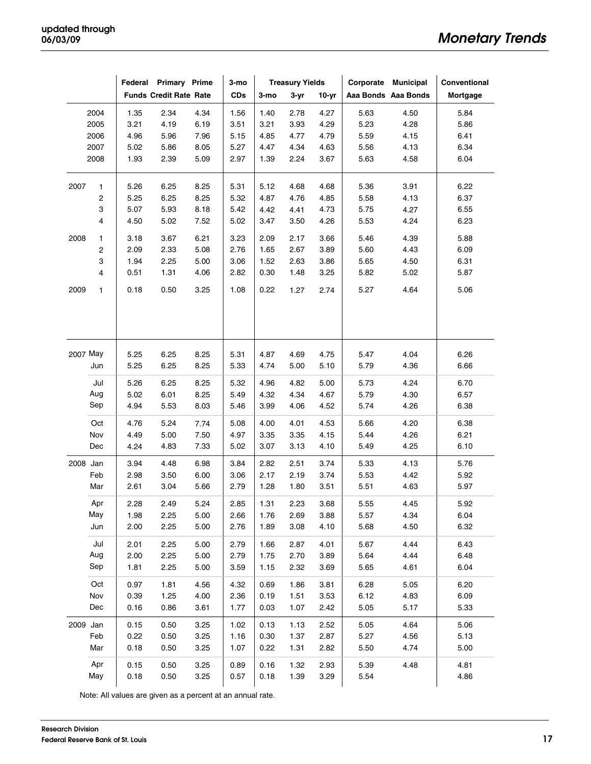| | Federal Funds | Primary Credit Rate | Prime Rate | 3-mo CDs | Treasury Yields 3-mo | 3-yr | 10-yr | Corporate Aaa Bonds | Municipal Aaa Bonds | Conventional Mortgage |
|---|---|---|---|---|---|---|---|---|---|---|
| 2004 | 1.35 | 2.34 | 4.34 | 1.56 | 1.40 | 2.78 | 4.27 | 5.63 | 4.50 | 5.84 |
| 2005 | 3.21 | 4.19 | 6.19 | 3.51 | 3.21 | 3.93 | 4.29 | 5.23 | 4.28 | 5.86 |
| 2006 | 4.96 | 5.96 | 7.96 | 5.15 | 4.85 | 4.77 | 4.79 | 5.59 | 4.15 | 6.41 |
| 2007 | 5.02 | 5.86 | 8.05 | 5.27 | 4.47 | 4.34 | 4.63 | 5.56 | 4.13 | 6.34 |
| 2008 | 1.93 | 2.39 | 5.09 | 2.97 | 1.39 | 2.24 | 3.67 | 5.63 | 4.58 | 6.04 |
| 2007 1 | 5.26 | 6.25 | 8.25 | 5.31 | 5.12 | 4.68 | 4.68 | 5.36 | 3.91 | 6.22 |
| 2 | 5.25 | 6.25 | 8.25 | 5.32 | 4.87 | 4.76 | 4.85 | 5.58 | 4.13 | 6.37 |
| 3 | 5.07 | 5.93 | 8.18 | 5.42 | 4.42 | 4.41 | 4.73 | 5.75 | 4.27 | 6.55 |
| 4 | 4.50 | 5.02 | 7.52 | 5.02 | 3.47 | 3.50 | 4.26 | 5.53 | 4.24 | 6.23 |
| 2008 1 | 3.18 | 3.67 | 6.21 | 3.23 | 2.09 | 2.17 | 3.66 | 5.46 | 4.39 | 5.88 |
| 2 | 2.09 | 2.33 | 5.08 | 2.76 | 1.65 | 2.67 | 3.89 | 5.60 | 4.43 | 6.09 |
| 3 | 1.94 | 2.25 | 5.00 | 3.06 | 1.52 | 2.63 | 3.86 | 5.65 | 4.50 | 6.31 |
| 4 | 0.51 | 1.31 | 4.06 | 2.82 | 0.30 | 1.48 | 3.25 | 5.82 | 5.02 | 5.87 |
| 2009 1 | 0.18 | 0.50 | 3.25 | 1.08 | 0.22 | 1.27 | 2.74 | 5.27 | 4.64 | 5.06 |
| 2007 May | 5.25 | 6.25 | 8.25 | 5.31 | 4.87 | 4.69 | 4.75 | 5.47 | 4.04 | 6.26 |
| Jun | 5.25 | 6.25 | 8.25 | 5.33 | 4.74 | 5.00 | 5.10 | 5.79 | 4.36 | 6.66 |
| Jul | 5.26 | 6.25 | 8.25 | 5.32 | 4.96 | 4.82 | 5.00 | 5.73 | 4.24 | 6.70 |
| Aug | 5.02 | 6.01 | 8.25 | 5.49 | 4.32 | 4.34 | 4.67 | 5.79 | 4.30 | 6.57 |
| Sep | 4.94 | 5.53 | 8.03 | 5.46 | 3.99 | 4.06 | 4.52 | 5.74 | 4.26 | 6.38 |
| Oct | 4.76 | 5.24 | 7.74 | 5.08 | 4.00 | 4.01 | 4.53 | 5.66 | 4.20 | 6.38 |
| Nov | 4.49 | 5.00 | 7.50 | 4.97 | 3.35 | 3.35 | 4.15 | 5.44 | 4.26 | 6.21 |
| Dec | 4.24 | 4.83 | 7.33 | 5.02 | 3.07 | 3.13 | 4.10 | 5.49 | 4.25 | 6.10 |
| 2008 Jan | 3.94 | 4.48 | 6.98 | 3.84 | 2.82 | 2.51 | 3.74 | 5.33 | 4.13 | 5.76 |
| Feb | 2.98 | 3.50 | 6.00 | 3.06 | 2.17 | 2.19 | 3.74 | 5.53 | 4.42 | 5.92 |
| Mar | 2.61 | 3.04 | 5.66 | 2.79 | 1.28 | 1.80 | 3.51 | 5.51 | 4.63 | 5.97 |
| Apr | 2.28 | 2.49 | 5.24 | 2.85 | 1.31 | 2.23 | 3.68 | 5.55 | 4.45 | 5.92 |
| May | 1.98 | 2.25 | 5.00 | 2.66 | 1.76 | 2.69 | 3.88 | 5.57 | 4.34 | 6.04 |
| Jun | 2.00 | 2.25 | 5.00 | 2.76 | 1.89 | 3.08 | 4.10 | 5.68 | 4.50 | 6.32 |
| Jul | 2.01 | 2.25 | 5.00 | 2.79 | 1.66 | 2.87 | 4.01 | 5.67 | 4.44 | 6.43 |
| Aug | 2.00 | 2.25 | 5.00 | 2.79 | 1.75 | 2.70 | 3.89 | 5.64 | 4.44 | 6.48 |
| Sep | 1.81 | 2.25 | 5.00 | 3.59 | 1.15 | 2.32 | 3.69 | 5.65 | 4.61 | 6.04 |
| Oct | 0.97 | 1.81 | 4.56 | 4.32 | 0.69 | 1.86 | 3.81 | 6.28 | 5.05 | 6.20 |
| Nov | 0.39 | 1.25 | 4.00 | 2.36 | 0.19 | 1.51 | 3.53 | 6.12 | 4.83 | 6.09 |
| Dec | 0.16 | 0.86 | 3.61 | 1.77 | 0.03 | 1.07 | 2.42 | 5.05 | 5.17 | 5.33 |
| 2009 Jan | 0.15 | 0.50 | 3.25 | 1.02 | 0.13 | 1.13 | 2.52 | 5.05 | 4.64 | 5.06 |
| Feb | 0.22 | 0.50 | 3.25 | 1.16 | 0.30 | 1.37 | 2.87 | 5.27 | 4.56 | 5.13 |
| Mar | 0.18 | 0.50 | 3.25 | 1.07 | 0.22 | 1.31 | 2.82 | 5.50 | 4.74 | 5.00 |
| Apr | 0.15 | 0.50 | 3.25 | 0.89 | 0.16 | 1.32 | 2.93 | 5.39 | 4.48 | 4.81 |
| May | 0.18 | 0.50 | 3.25 | 0.57 | 0.18 | 1.39 | 3.29 | 5.54 | | 4.86 |

Note: All values are given as a percent at an annual rate.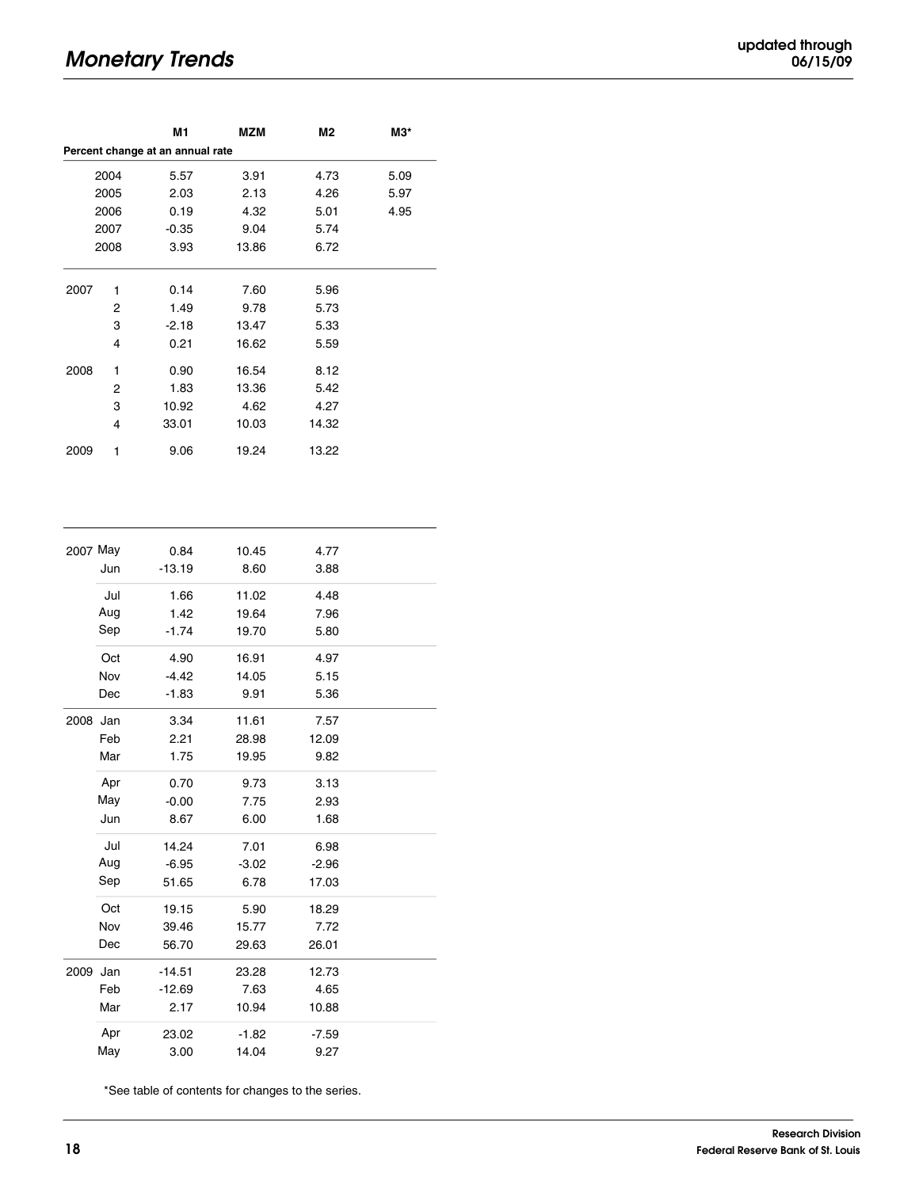| | | M1 | MZM | M2 | M3* |
|---|---|---|---|---|---|
| Percent change at an annual rate | | | | | |
| 2004 | | 5.57 | 3.91 | 4.73 | 5.09 |
| 2005 | | 2.03 | 2.13 | 4.26 | 5.97 |
| 2006 | | 0.19 | 4.32 | 5.01 | 4.95 |
| 2007 | | -0.35 | 9.04 | 5.74 | |
| 2008 | | 3.93 | 13.86 | 6.72 | |
| 2007 | 1 | 0.14 | 7.60 | 5.96 | |
| | 2 | 1.49 | 9.78 | 5.73 | |
| | 3 | -2.18 | 13.47 | 5.33 | |
| | 4 | 0.21 | 16.62 | 5.59 | |
| 2008 | 1 | 0.90 | 16.54 | 8.12 | |
| | 2 | 1.83 | 13.36 | 5.42 | |
| | 3 | 10.92 | 4.62 | 4.27 | |
| | 4 | 33.01 | 10.03 | 14.32 | |
| 2009 | 1 | 9.06 | 19.24 | 13.22 | |

| | | M1 | MZM | M2 | M3* |
|---|---|---|---|---|---|
| 2007 | May | 0.84 | 10.45 | 4.77 | |
| | Jun | -13.19 | 8.60 | 3.88 | |
| | Jul | 1.66 | 11.02 | 4.48 | |
| | Aug | 1.42 | 19.64 | 7.96 | |
| | Sep | -1.74 | 19.70 | 5.80 | |
| | Oct | 4.90 | 16.91 | 4.97 | |
| | Nov | -4.42 | 14.05 | 5.15 | |
| | Dec | -1.83 | 9.91 | 5.36 | |
| 2008 | Jan | 3.34 | 11.61 | 7.57 | |
| | Feb | 2.21 | 28.98 | 12.09 | |
| | Mar | 1.75 | 19.95 | 9.82 | |
| | Apr | 0.70 | 9.73 | 3.13 | |
| | May | -0.00 | 7.75 | 2.93 | |
| | Jun | 8.67 | 6.00 | 1.68 | |
| | Jul | 14.24 | 7.01 | 6.98 | |
| | Aug | -6.95 | -3.02 | -2.96 | |
| | Sep | 51.65 | 6.78 | 17.03 | |
| | Oct | 19.15 | 5.90 | 18.29 | |
| | Nov | 39.46 | 15.77 | 7.72 | |
| | Dec | 56.70 | 29.63 | 26.01 | |
| 2009 | Jan | -14.51 | 23.28 | 12.73 | |
| | Feb | -12.69 | 7.63 | 4.65 | |
| | Mar | 2.17 | 10.94 | 10.88 | |
| | Apr | 23.02 | -1.82 | -7.59 | |
| | May | 3.00 | 14.04 | 9.27 | |

*See table of contents for changes to the series.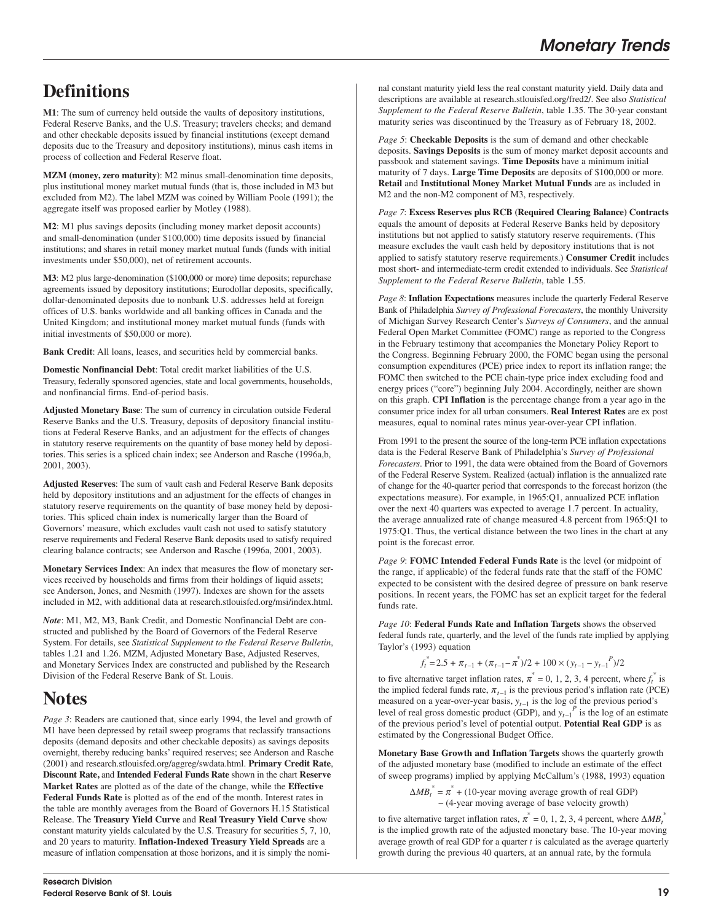# Definitions

**M1**: The sum of currency held outside the vaults of depository institutions, Federal Reserve Banks, and the U.S. Treasury; travelers checks; and demand and other checkable deposits issued by financial institutions (except demand deposits due to the Treasury and depository institutions), minus cash items in process of collection and Federal Reserve float.

**MZM (money, zero maturity)**: M2 minus small-denomination time deposits, plus institutional money market mutual funds (that is, those included in M3 but excluded from M2). The label MZM was coined by William Poole (1991); the aggregate itself was proposed earlier by Motley (1988).

**M2**: M1 plus savings deposits (including money market deposit accounts) and small-denomination (under $100,000) time deposits issued by financial institutions; and shares in retail money market mutual funds (funds with initial investments under $50,000), net of retirement accounts.

**M3**: M2 plus large-denomination ($100,000 or more) time deposits; repurchase agreements issued by depository institutions; Eurodollar deposits, specifically, dollar-denominated deposits due to nonbank U.S. addresses held at foreign offices of U.S. banks worldwide and all banking offices in Canada and the United Kingdom; and institutional money market mutual funds (funds with initial investments of $50,000 or more).

**Bank Credit**: All loans, leases, and securities held by commercial banks.

**Domestic Nonfinancial Debt**: Total credit market liabilities of the U.S. Treasury, federally sponsored agencies, state and local governments, households, and nonfinancial firms. End-of-period basis.

**Adjusted Monetary Base**: The sum of currency in circulation outside Federal Reserve Banks and the U.S. Treasury, deposits of depository financial institutions at Federal Reserve Banks, and an adjustment for the effects of changes in statutory reserve requirements on the quantity of base money held by depositories. This series is a spliced chain index; see Anderson and Rasche (1996a,b, 2001, 2003).

**Adjusted Reserves**: The sum of vault cash and Federal Reserve Bank deposits held by depository institutions and an adjustment for the effects of changes in statutory reserve requirements on the quantity of base money held by depositories. This spliced chain index is numerically larger than the Board of Governors' measure, which excludes vault cash not used to satisfy statutory reserve requirements and Federal Reserve Bank deposits used to satisfy required clearing balance contracts; see Anderson and Rasche (1996a, 2001, 2003).

**Monetary Services Index**: An index that measures the flow of monetary services received by households and firms from their holdings of liquid assets; see Anderson, Jones, and Nesmith (1997). Indexes are shown for the assets included in M2, with additional data at research.stlouisfed.org/msi/index.html.

***Note***: M1, M2, M3, Bank Credit, and Domestic Nonfinancial Debt are constructed and published by the Board of Governors of the Federal Reserve System. For details, see *Statistical Supplement to the Federal Reserve Bulletin*, tables 1.21 and 1.26. MZM, Adjusted Monetary Base, Adjusted Reserves, and Monetary Services Index are constructed and published by the Research Division of the Federal Reserve Bank of St. Louis.

# Notes

*Page 3*: Readers are cautioned that, since early 1994, the level and growth of M1 have been depressed by retail sweep programs that reclassify transactions deposits (demand deposits and other checkable deposits) as savings deposits overnight, thereby reducing banks' required reserves; see Anderson and Rasche (2001) and research.stlouisfed.org/aggreg/swdata.html. **Primary Credit Rate**, **Discount Rate,** and **Intended Federal Funds Rate** shown in the chart **Reserve Market Rates** are plotted as of the date of the change, while the **Effective Federal Funds Rate** is plotted as of the end of the month. Interest rates in the table are monthly averages from the Board of Governors H.15 Statistical Release. The **Treasury Yield Curve** and **Real Treasury Yield Curve** show constant maturity yields calculated by the U.S. Treasury for securities 5, 7, 10, and 20 years to maturity. **Inflation-Indexed Treasury Yield Spreads** are a measure of inflation compensation at those horizons, and it is simply the nominal constant maturity yield less the real constant maturity yield. Daily data and descriptions are available at research.stlouisfed.org/fred2/. See also *Statistical Supplement to the Federal Reserve Bulletin*, table 1.35. The 30-year constant maturity series was discontinued by the Treasury as of February 18, 2002.

*Page 5*: **Checkable Deposits** is the sum of demand and other checkable deposits. **Savings Deposits** is the sum of money market deposit accounts and passbook and statement savings. **Time Deposits** have a minimum initial maturity of 7 days. **Large Time Deposits** are deposits of $100,000 or more. **Retail** and **Institutional Money Market Mutual Funds** are as included in M2 and the non-M2 component of M3, respectively.

*Page 7*: **Excess Reserves plus RCB (Required Clearing Balance) Contracts** equals the amount of deposits at Federal Reserve Banks held by depository institutions but not applied to satisfy statutory reserve requirements. (This measure excludes the vault cash held by depository institutions that is not applied to satisfy statutory reserve requirements.) **Consumer Credit** includes most short- and intermediate-term credit extended to individuals. See *Statistical Supplement to the Federal Reserve Bulletin*, table 1.55.

*Page 8*: **Inflation Expectations** measures include the quarterly Federal Reserve Bank of Philadelphia *Survey of Professional Forecasters*, the monthly University of Michigan Survey Research Center's *Surveys of Consumers*, and the annual Federal Open Market Committee (FOMC) range as reported to the Congress in the February testimony that accompanies the Monetary Policy Report to the Congress. Beginning February 2000, the FOMC began using the personal consumption expenditures (PCE) price index to report its inflation range; the FOMC then switched to the PCE chain-type price index excluding food and energy prices ("core") beginning July 2004. Accordingly, neither are shown on this graph. **CPI Inflation** is the percentage change from a year ago in the consumer price index for all urban consumers. **Real Interest Rates** are ex post measures, equal to nominal rates minus year-over-year CPI inflation.

From 1991 to the present the source of the long-term PCE inflation expectations data is the Federal Reserve Bank of Philadelphia's *Survey of Professional Forecasters*. Prior to 1991, the data were obtained from the Board of Governors of the Federal Reserve System. Realized (actual) inflation is the annualized rate of change for the 40-quarter period that corresponds to the forecast horizon (the expectations measure). For example, in 1965:Q1, annualized PCE inflation over the next 40 quarters was expected to average 1.7 percent. In actuality, the average annualized rate of change measured 4.8 percent from 1965:Q1 to 1975:Q1. Thus, the vertical distance between the two lines in the chart at any point is the forecast error.

*Page 9*: **FOMC Intended Federal Funds Rate** is the level (or midpoint of the range, if applicable) of the federal funds rate that the staff of the FOMC expected to be consistent with the desired degree of pressure on bank reserve positions. In recent years, the FOMC has set an explicit target for the federal funds rate.

*Page 10*: **Federal Funds Rate and Inflation Targets** shows the observed federal funds rate, quarterly, and the level of the funds rate implied by applying Taylor's (1993) equation

$$f_t^* = 2.5 + \pi_{t-1} + (\pi_{t-1} - \pi^*)/2 + 100 \times (y_{t-1} - y_{t-1}^P)/2$$

to five alternative target inflation rates, $\pi^* = 0, 1, 2, 3, 4$ percent, where $f_t^*$ is the implied federal funds rate, $\pi_{t-1}$ is the previous period's inflation rate (PCE) measured on a year-over-year basis, $y_{t-1}$ is the log of the previous period's level of real gross domestic product (GDP), and $y_{t-1}^P$ is the log of an estimate of the previous period's level of potential output. **Potential Real GDP** is as estimated by the Congressional Budget Office.

**Monetary Base Growth and Inflation Targets** shows the quarterly growth of the adjusted monetary base (modified to include an estimate of the effect of sweep programs) implied by applying McCallum's (1988, 1993) equation

$$\Delta MB_t^* = \pi^* + \text{(10-year moving average growth of real GDP)} - \text{(4-year moving average of base velocity growth)}$$

to five alternative target inflation rates, $\pi^* = 0, 1, 2, 3, 4$ percent, where $\Delta MB_t^*$ is the implied growth rate of the adjusted monetary base. The 10-year moving average growth of real GDP for a quarter $t$ is calculated as the average quarterly growth during the previous 40 quarters, at an annual rate, by the formula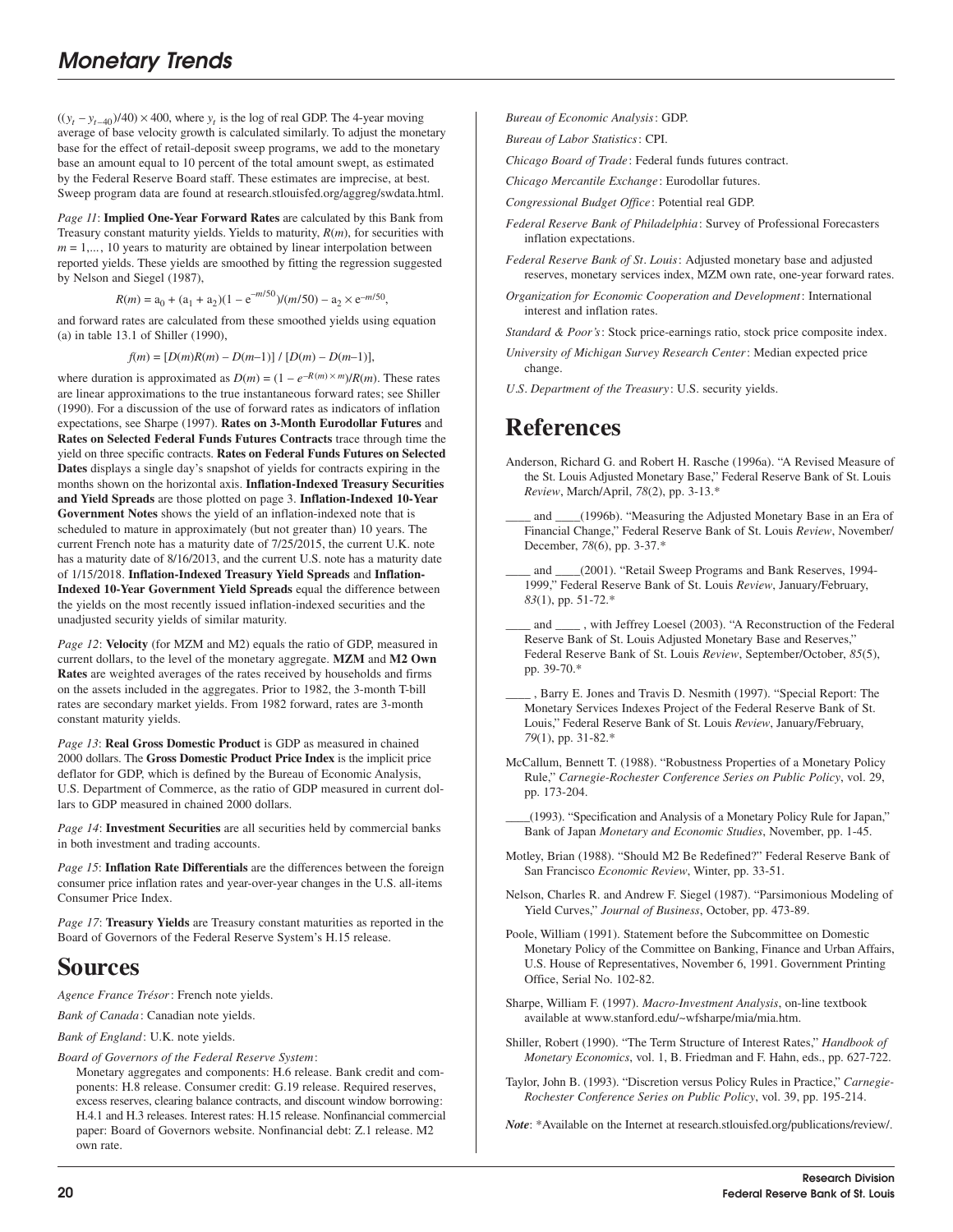$((y_t - y_{t-40})/40) \times 400$, where $y_t$ is the log of real GDP. The 4-year moving average of base velocity growth is calculated similarly. To adjust the monetary base for the effect of retail-deposit sweep programs, we add to the monetary base an amount equal to 10 percent of the total amount swept, as estimated by the Federal Reserve Board staff. These estimates are imprecise, at best. Sweep program data are found at research.stlouisfed.org/aggreg/swdata.html.

*Page 11*: **Implied One-Year Forward Rates** are calculated by this Bank from Treasury constant maturity yields. Yields to maturity, $R(m)$, for securities with $m = 1,...,$ 10 years to maturity are obtained by linear interpolation between reported yields. These yields are smoothed by fitting the regression suggested by Nelson and Siegel (1987),

$$R(m) = a_0 + (a_1 + a_2)(1 - e^{-m/50})/(m/50) - a_2 \times e^{-m/50},$$

and forward rates are calculated from these smoothed yields using equation (a) in table 13.1 of Shiller (1990),

$$f(m) = [D(m)R(m) - D(m-1)] / [D(m) - D(m-1)],$$

where duration is approximated as $D(m) = (1 - e^{-R(m) \times m})/R(m)$. These rates are linear approximations to the true instantaneous forward rates; see Shiller (1990). For a discussion of the use of forward rates as indicators of inflation expectations, see Sharpe (1997). **Rates on 3-Month Eurodollar Futures** and **Rates on Selected Federal Funds Futures Contracts** trace through time the yield on three specific contracts. **Rates on Federal Funds Futures on Selected Dates** displays a single day's snapshot of yields for contracts expiring in the months shown on the horizontal axis. **Inflation-Indexed Treasury Securities and Yield Spreads** are those plotted on page 3. **Inflation-Indexed 10-Year Government Notes** shows the yield of an inflation-indexed note that is scheduled to mature in approximately (but not greater than) 10 years. The current French note has a maturity date of 7/25/2015, the current U.K. note has a maturity date of 8/16/2013, and the current U.S. note has a maturity date of 1/15/2018. **Inflation-Indexed Treasury Yield Spreads** and **Inflation-Indexed 10-Year Government Yield Spreads** equal the difference between the yields on the most recently issued inflation-indexed securities and the unadjusted security yields of similar maturity.

*Page 12*: **Velocity** (for MZM and M2) equals the ratio of GDP, measured in current dollars, to the level of the monetary aggregate. **MZM** and **M2 Own Rates** are weighted averages of the rates received by households and firms on the assets included in the aggregates. Prior to 1982, the 3-month T-bill rates are secondary market yields. From 1982 forward, rates are 3-month constant maturity yields.

*Page 13*: **Real Gross Domestic Product** is GDP as measured in chained 2000 dollars. The **Gross Domestic Product Price Index** is the implicit price deflator for GDP, which is defined by the Bureau of Economic Analysis, U.S. Department of Commerce, as the ratio of GDP measured in current dollars to GDP measured in chained 2000 dollars.

*Page 14*: **Investment Securities** are all securities held by commercial banks in both investment and trading accounts.

*Page 15*: **Inflation Rate Differentials** are the differences between the foreign consumer price inflation rates and year-over-year changes in the U.S. all-items Consumer Price Index.

*Page 17*: **Treasury Yields** are Treasury constant maturities as reported in the Board of Governors of the Federal Reserve System's H.15 release.

# Sources

*Agence France Trésor*: French note yields.

*Bank of Canada*: Canadian note yields.

*Bank of England*: U.K. note yields.

*Board of Governors of the Federal Reserve System*:
Monetary aggregates and components: H.6 release. Bank credit and components: H.8 release. Consumer credit: G.19 release. Required reserves, excess reserves, clearing balance contracts, and discount window borrowing: H.4.1 and H.3 releases. Interest rates: H.15 release. Nonfinancial commercial paper: Board of Governors website. Nonfinancial debt: Z.1 release. M2 own rate.

*Bureau of Economic Analysis*: GDP.

*Bureau of Labor Statistics*: CPI.

*Chicago Board of Trade*: Federal funds futures contract.

*Chicago Mercantile Exchange*: Eurodollar futures.

*Congressional Budget Office*: Potential real GDP.

*Federal Reserve Bank of Philadelphia*: Survey of Professional Forecasters inflation expectations.

*Federal Reserve Bank of St. Louis*: Adjusted monetary base and adjusted reserves, monetary services index, MZM own rate, one-year forward rates.

*Organization for Economic Cooperation and Development*: International interest and inflation rates.

*Standard & Poor's*: Stock price-earnings ratio, stock price composite index.

*University of Michigan Survey Research Center*: Median expected price change.

*U.S. Department of the Treasury*: U.S. security yields.

# References

Anderson, Richard G. and Robert H. Rasche (1996a). "A Revised Measure of the St. Louis Adjusted Monetary Base," Federal Reserve Bank of St. Louis *Review*, March/April, *78*(2), pp. 3-13.*

____ and ____(1996b). "Measuring the Adjusted Monetary Base in an Era of Financial Change," Federal Reserve Bank of St. Louis *Review*, November/December, *78*(6), pp. 3-37.*

____ and ____(2001). "Retail Sweep Programs and Bank Reserves, 1994-1999," Federal Reserve Bank of St. Louis *Review*, January/February, *83*(1), pp. 51-72.*

____ and ____ , with Jeffrey Loesel (2003). "A Reconstruction of the Federal Reserve Bank of St. Louis Adjusted Monetary Base and Reserves," Federal Reserve Bank of St. Louis *Review*, September/October, *85*(5), pp. 39-70.*

____ , Barry E. Jones and Travis D. Nesmith (1997). "Special Report: The Monetary Services Indexes Project of the Federal Reserve Bank of St. Louis," Federal Reserve Bank of St. Louis *Review*, January/February, *79*(1), pp. 31-82.*

McCallum, Bennett T. (1988). "Robustness Properties of a Monetary Policy Rule," *Carnegie-Rochester Conference Series on Public Policy*, vol. 29, pp. 173-204.

____(1993). "Specification and Analysis of a Monetary Policy Rule for Japan," Bank of Japan *Monetary and Economic Studies*, November, pp. 1-45.

Motley, Brian (1988). "Should M2 Be Redefined?" Federal Reserve Bank of San Francisco *Economic Review*, Winter, pp. 33-51.

Nelson, Charles R. and Andrew F. Siegel (1987). "Parsimonious Modeling of Yield Curves," *Journal of Business*, October, pp. 473-89.

Poole, William (1991). Statement before the Subcommittee on Domestic Monetary Policy of the Committee on Banking, Finance and Urban Affairs, U.S. House of Representatives, November 6, 1991. Government Printing Office, Serial No. 102-82.

Sharpe, William F. (1997). *Macro-Investment Analysis*, on-line textbook available at www.stanford.edu/~wfsharpe/mia/mia.htm.

Shiller, Robert (1990). "The Term Structure of Interest Rates," *Handbook of Monetary Economics*, vol. 1, B. Friedman and F. Hahn, eds., pp. 627-722.

Taylor, John B. (1993). "Discretion versus Policy Rules in Practice," *Carnegie-Rochester Conference Series on Public Policy*, vol. 39, pp. 195-214.

*Note*: *Available on the Internet at research.stlouisfed.org/publications/review/.